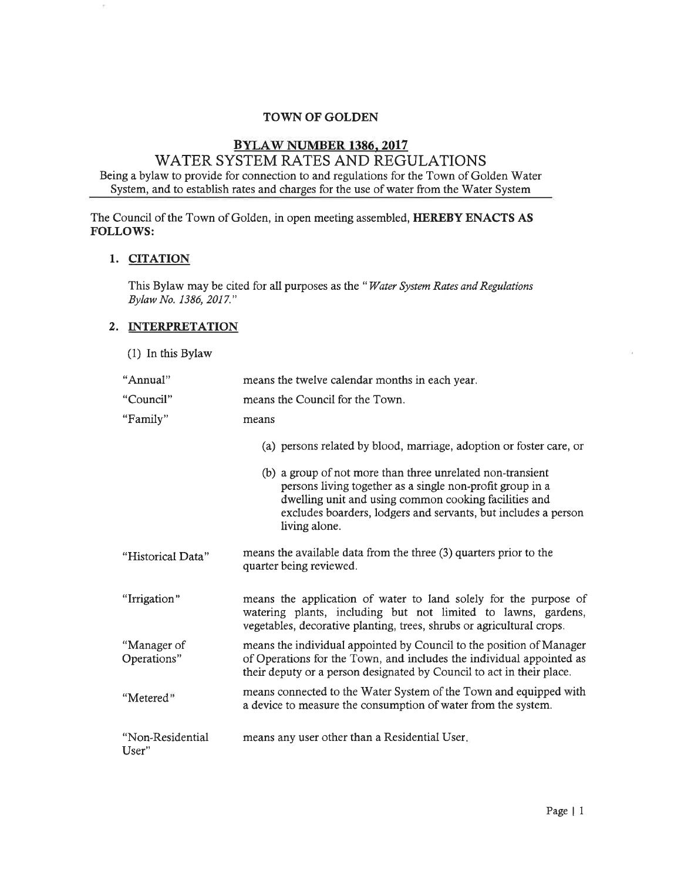# TOWN OF GOLDEN

## BYLAW NUMBER 1386, 2017

## WATER SYSTEM RATES AND REGULATIONS

Being a bylaw to provide for connection to and regulations for the Town of Golden Water System, and to establish rates and charges for the use of water from the Water System

The Council of the Town of Golden, in open meeting assembled, **HEREBY ENACTS AS FOLLOWS:**

### 1. CITATION

This Bylaw may be cited for all purposes as the "*Water System Rates and Regulations Bylaw No. 1386, 2017.*"

### 2. INTERPRETATION

(1) In this Bylaw

| | |
|---|---|
| "Annual" | means the twelve calendar months in each year. |
| "Council" | means the Council for the Town. |
| "Family" | means<br>(a) persons related by blood, marriage, adoption or foster care, or<br>(b) a group of not more than three unrelated non-transient persons living together as a single non-profit group in a dwelling unit and using common cooking facilities and excludes boarders, lodgers and servants, but includes a person living alone. |
| "Historical Data" | means the available data from the three (3) quarters prior to the quarter being reviewed. |
| "Irrigation" | means the application of water to land solely for the purpose of watering plants, including but not limited to lawns, gardens, vegetables, decorative planting, trees, shrubs or agricultural crops. |
| "Manager of Operations" | means the individual appointed by Council to the position of Manager of Operations for the Town, and includes the individual appointed as their deputy or a person designated by Council to act in their place. |
| "Metered" | means connected to the Water System of the Town and equipped with a device to measure the consumption of water from the system. |
| "Non-Residential User" | means any user other than a Residential User. |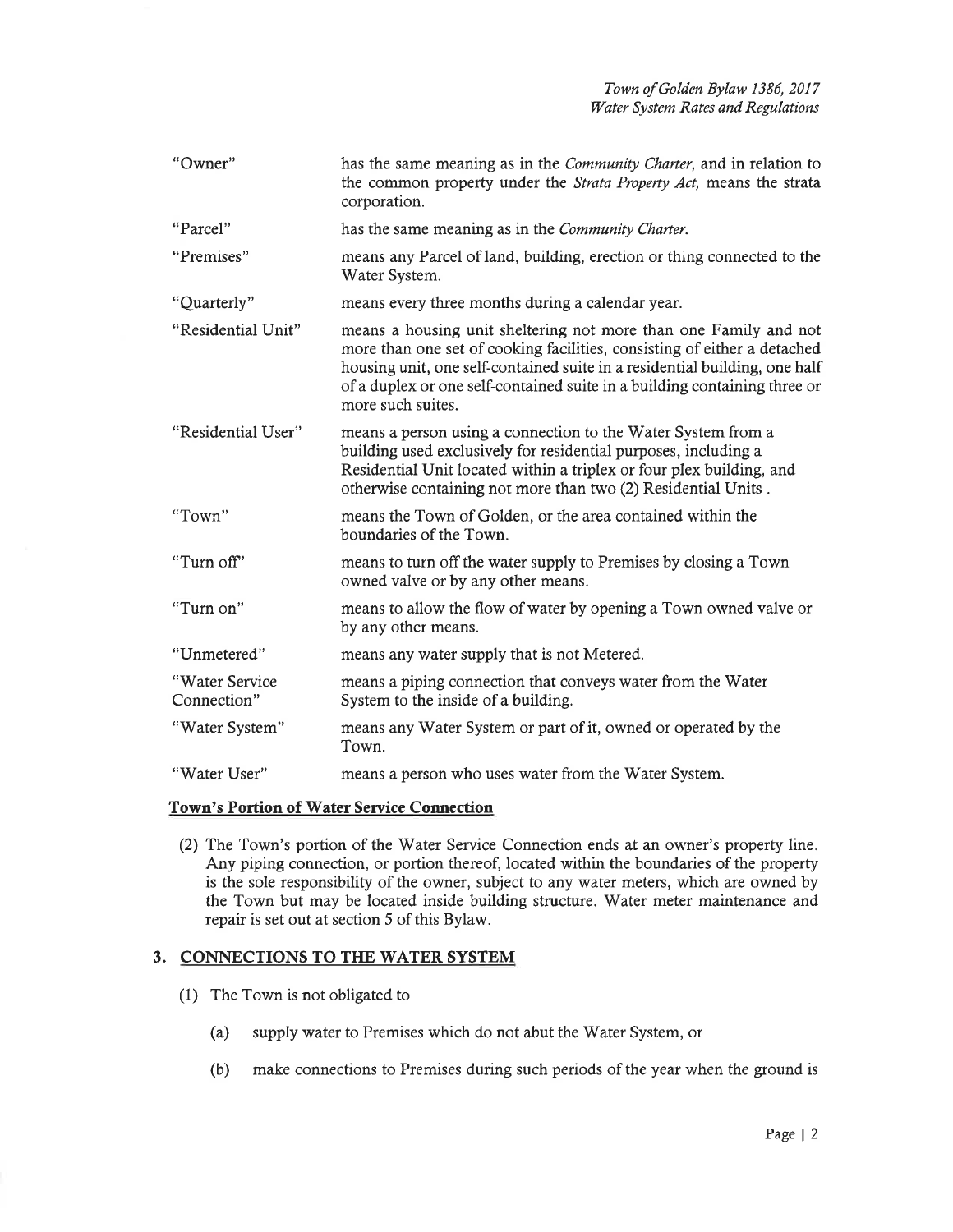| | |
|---|---|
| "Owner" | has the same meaning as in the *Community Charter*, and in relation to the common property under the *Strata Property Act*, means the strata corporation. |
| "Parcel" | has the same meaning as in the *Community Charter*. |
| "Premises" | means any Parcel of land, building, erection or thing connected to the Water System. |
| "Quarterly" | means every three months during a calendar year. |
| "Residential Unit" | means a housing unit sheltering not more than one Family and not more than one set of cooking facilities, consisting of either a detached housing unit, one self-contained suite in a residential building, one half of a duplex or one self-contained suite in a building containing three or more such suites. |
| "Residential User" | means a person using a connection to the Water System from a building used exclusively for residential purposes, including a Residential Unit located within a triplex or four plex building, and otherwise containing not more than two (2) Residential Units . |
| "Town" | means the Town of Golden, or the area contained within the boundaries of the Town. |
| "Turn off" | means to turn off the water supply to Premises by closing a Town owned valve or by any other means. |
| "Turn on" | means to allow the flow of water by opening a Town owned valve or by any other means. |
| "Unmetered" | means any water supply that is not Metered. |
| "Water Service Connection" | means a piping connection that conveys water from the Water System to the inside of a building. |
| "Water System" | means any Water System or part of it, owned or operated by the Town. |
| "Water User" | means a person who uses water from the Water System. |

**Town's Portion of Water Service Connection**

(2) The Town's portion of the Water Service Connection ends at an owner's property line. Any piping connection, or portion thereof, located within the boundaries of the property is the sole responsibility of the owner, subject to any water meters, which are owned by the Town but may be located inside building structure. Water meter maintenance and repair is set out at section 5 of this Bylaw.

## 3. CONNECTIONS TO THE WATER SYSTEM

(1) The Town is not obligated to

(a) supply water to Premises which do not abut the Water System, or

(b) make connections to Premises during such periods of the year when the ground is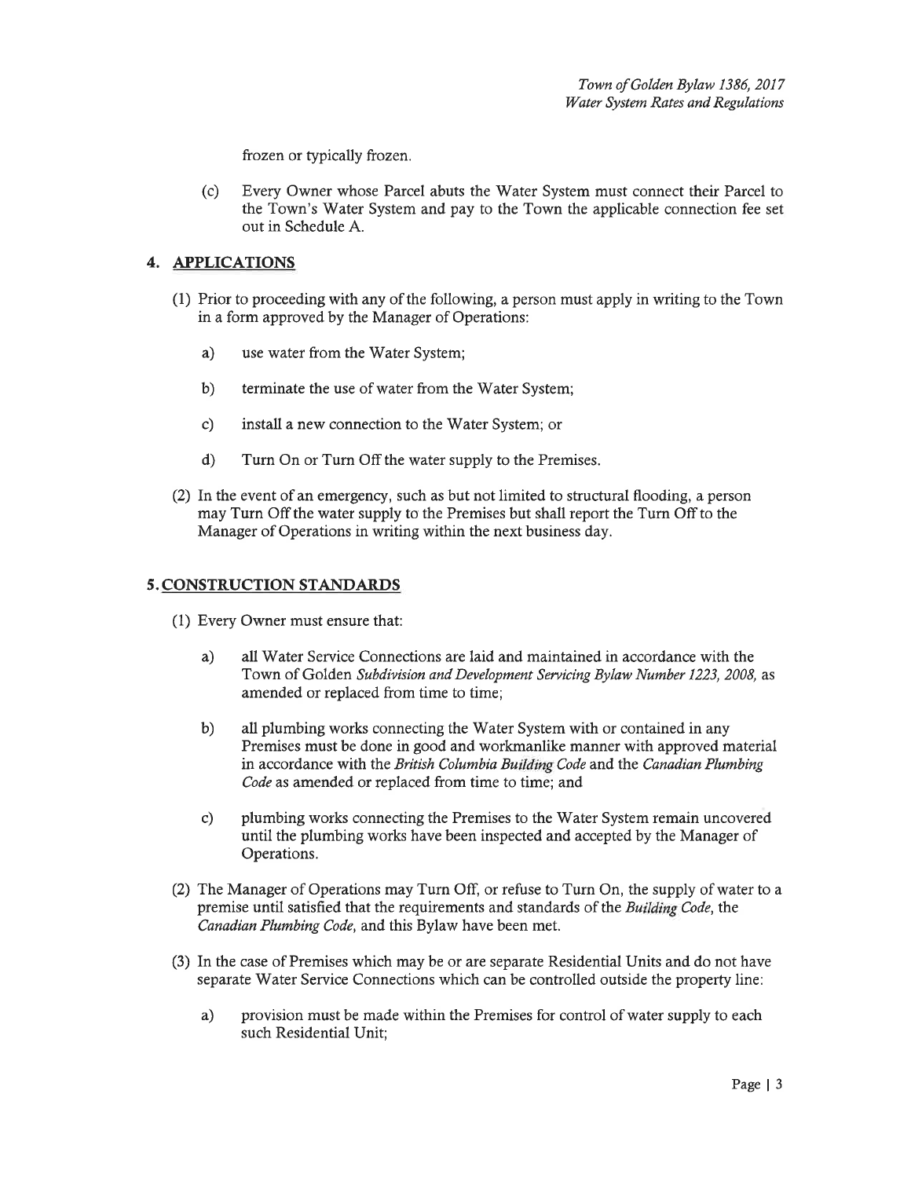frozen or typically frozen.

(c) Every Owner whose Parcel abuts the Water System must connect their Parcel to the Town's Water System and pay to the Town the applicable connection fee set out in Schedule A.

## 4. APPLICATIONS

(1) Prior to proceeding with any of the following, a person must apply in writing to the Town in a form approved by the Manager of Operations:

a) use water from the Water System;

b) terminate the use of water from the Water System;

c) install a new connection to the Water System; or

d) Turn On or Turn Off the water supply to the Premises.

(2) In the event of an emergency, such as but not limited to structural flooding, a person may Turn Off the water supply to the Premises but shall report the Turn Off to the Manager of Operations in writing within the next business day.

## 5. CONSTRUCTION STANDARDS

(1) Every Owner must ensure that:

a) all Water Service Connections are laid and maintained in accordance with the Town of Golden *Subdivision and Development Servicing Bylaw Number 1223, 2008,* as amended or replaced from time to time;

b) all plumbing works connecting the Water System with or contained in any Premises must be done in good and workmanlike manner with approved material in accordance with the *British Columbia Building Code* and the *Canadian Plumbing Code* as amended or replaced from time to time; and

c) plumbing works connecting the Premises to the Water System remain uncovered until the plumbing works have been inspected and accepted by the Manager of Operations.

(2) The Manager of Operations may Turn Off, or refuse to Turn On, the supply of water to a premise until satisfied that the requirements and standards of the *Building Code*, the *Canadian Plumbing Code*, and this Bylaw have been met.

(3) In the case of Premises which may be or are separate Residential Units and do not have separate Water Service Connections which can be controlled outside the property line:

a) provision must be made within the Premises for control of water supply to each such Residential Unit;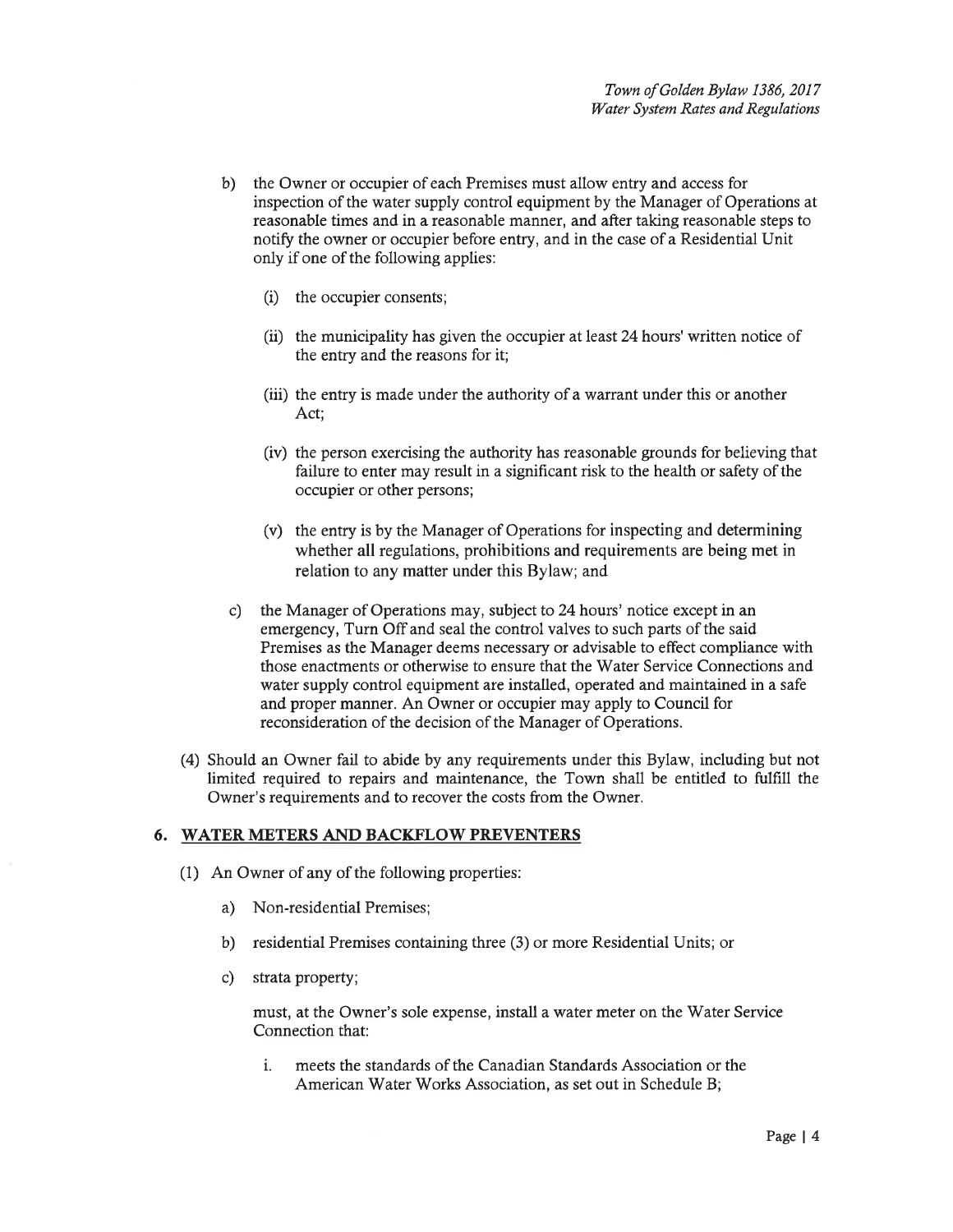b) the Owner or occupier of each Premises must allow entry and access for inspection of the water supply control equipment by the Manager of Operations at reasonable times and in a reasonable manner, and after taking reasonable steps to notify the owner or occupier before entry, and in the case of a Residential Unit only if one of the following applies:

   (i) the occupier consents;

   (ii) the municipality has given the occupier at least 24 hours' written notice of the entry and the reasons for it;

   (iii) the entry is made under the authority of a warrant under this or another Act;

   (iv) the person exercising the authority has reasonable grounds for believing that failure to enter may result in a significant risk to the health or safety of the occupier or other persons;

   (v) the entry is by the Manager of Operations for inspecting and determining whether all regulations, prohibitions and requirements are being met in relation to any matter under this Bylaw; and

c) the Manager of Operations may, subject to 24 hours' notice except in an emergency, Turn Off and seal the control valves to such parts of the said Premises as the Manager deems necessary or advisable to effect compliance with those enactments or otherwise to ensure that the Water Service Connections and water supply control equipment are installed, operated and maintained in a safe and proper manner. An Owner or occupier may apply to Council for reconsideration of the decision of the Manager of Operations.

(4) Should an Owner fail to abide by any requirements under this Bylaw, including but not limited required to repairs and maintenance, the Town shall be entitled to fulfill the Owner's requirements and to recover the costs from the Owner.

## 6. WATER METERS AND BACKFLOW PREVENTERS

(1) An Owner of any of the following properties:

   a) Non-residential Premises;

   b) residential Premises containing three (3) or more Residential Units; or

   c) strata property;

   must, at the Owner's sole expense, install a water meter on the Water Service Connection that:

   i. meets the standards of the Canadian Standards Association or the American Water Works Association, as set out in Schedule B;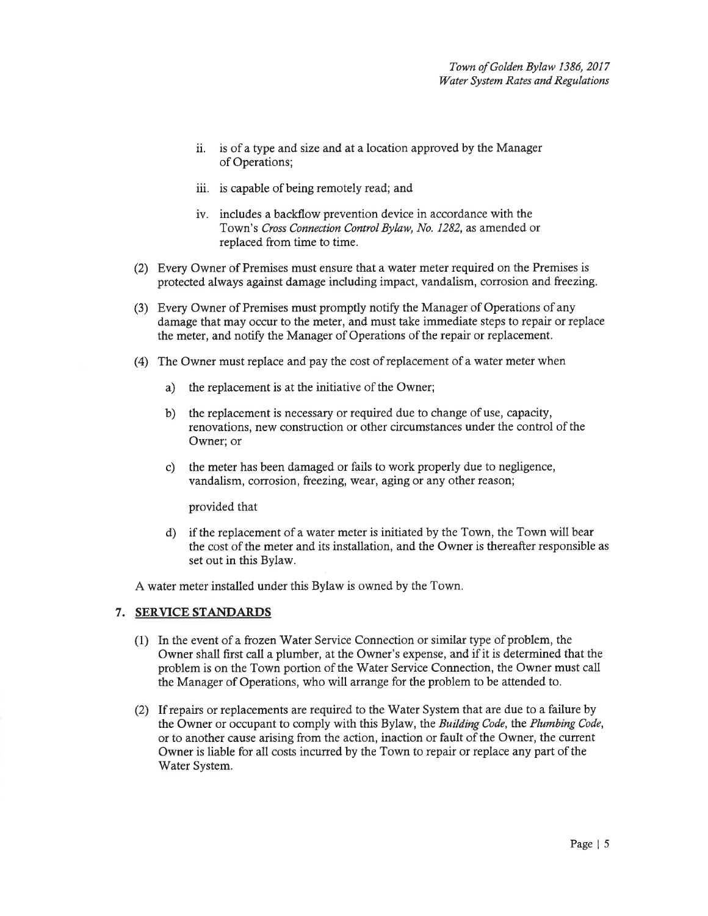ii. is of a type and size and at a location approved by the Manager of Operations;

iii. is capable of being remotely read; and

iv. includes a backflow prevention device in accordance with the Town's *Cross Connection Control Bylaw, No. 1282*, as amended or replaced from time to time.

(2) Every Owner of Premises must ensure that a water meter required on the Premises is protected always against damage including impact, vandalism, corrosion and freezing.

(3) Every Owner of Premises must promptly notify the Manager of Operations of any damage that may occur to the meter, and must take immediate steps to repair or replace the meter, and notify the Manager of Operations of the repair or replacement.

(4) The Owner must replace and pay the cost of replacement of a water meter when

a) the replacement is at the initiative of the Owner;

b) the replacement is necessary or required due to change of use, capacity, renovations, new construction or other circumstances under the control of the Owner; or

c) the meter has been damaged or fails to work properly due to negligence, vandalism, corrosion, freezing, wear, aging or any other reason;

provided that

d) if the replacement of a water meter is initiated by the Town, the Town will bear the cost of the meter and its installation, and the Owner is thereafter responsible as set out in this Bylaw.

A water meter installed under this Bylaw is owned by the Town.

## 7. SERVICE STANDARDS

(1) In the event of a frozen Water Service Connection or similar type of problem, the Owner shall first call a plumber, at the Owner's expense, and if it is determined that the problem is on the Town portion of the Water Service Connection, the Owner must call the Manager of Operations, who will arrange for the problem to be attended to.

(2) If repairs or replacements are required to the Water System that are due to a failure by the Owner or occupant to comply with this Bylaw, the *Building Code*, the *Plumbing Code*, or to another cause arising from the action, inaction or fault of the Owner, the current Owner is liable for all costs incurred by the Town to repair or replace any part of the Water System.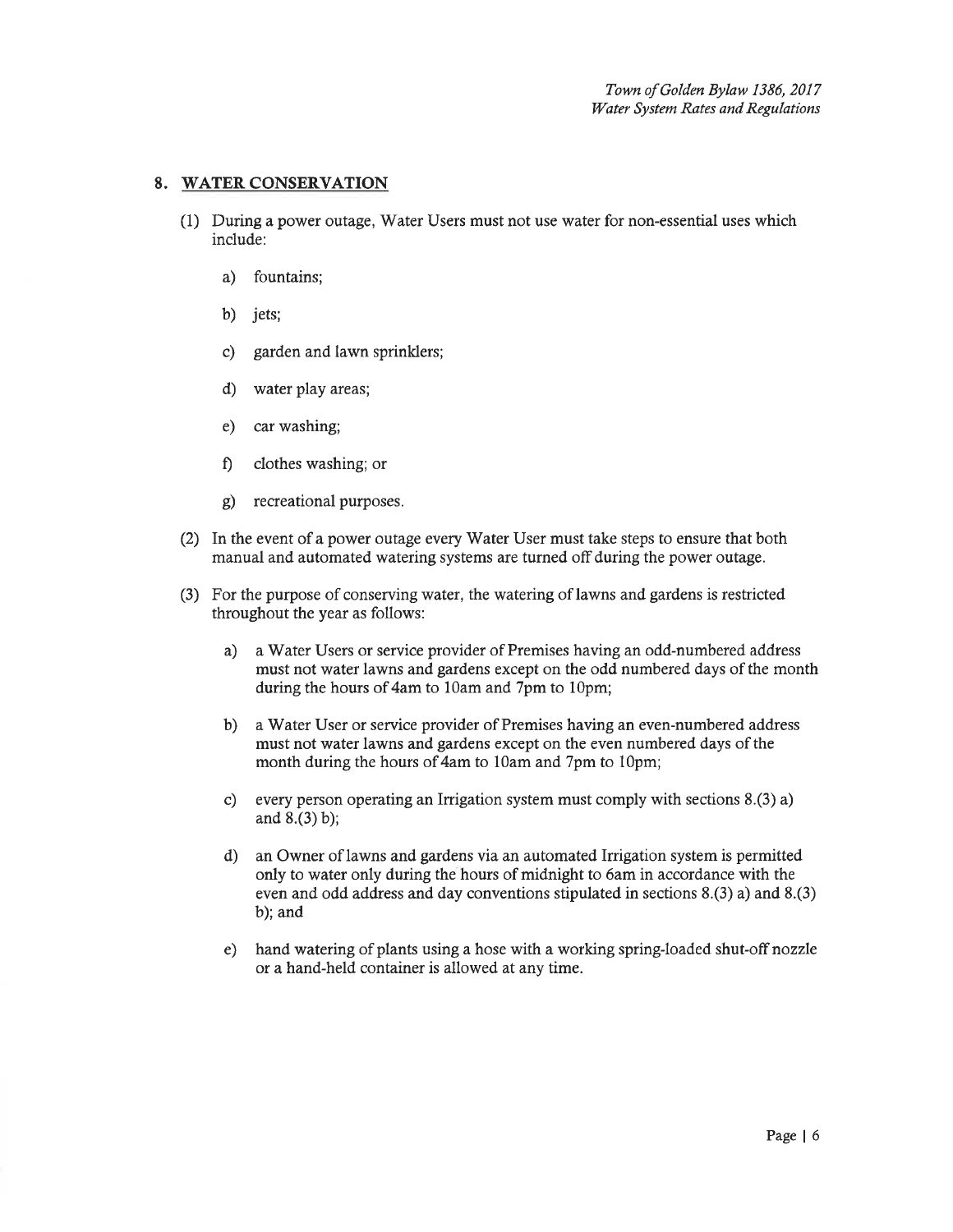## 8. WATER CONSERVATION

(1) During a power outage, Water Users must not use water for non-essential uses which include:

a) fountains;

b) jets;

c) garden and lawn sprinklers;

d) water play areas;

e) car washing;

f) clothes washing; or

g) recreational purposes.

(2) In the event of a power outage every Water User must take steps to ensure that both manual and automated watering systems are turned off during the power outage.

(3) For the purpose of conserving water, the watering of lawns and gardens is restricted throughout the year as follows:

a) a Water Users or service provider of Premises having an odd-numbered address must not water lawns and gardens except on the odd numbered days of the month during the hours of 4am to 10am and 7pm to 10pm;

b) a Water User or service provider of Premises having an even-numbered address must not water lawns and gardens except on the even numbered days of the month during the hours of 4am to 10am and 7pm to 10pm;

c) every person operating an Irrigation system must comply with sections 8.(3) a) and 8.(3) b);

d) an Owner of lawns and gardens via an automated Irrigation system is permitted only to water only during the hours of midnight to 6am in accordance with the even and odd address and day conventions stipulated in sections 8.(3) a) and 8.(3) b); and

e) hand watering of plants using a hose with a working spring-loaded shut-off nozzle or a hand-held container is allowed at any time.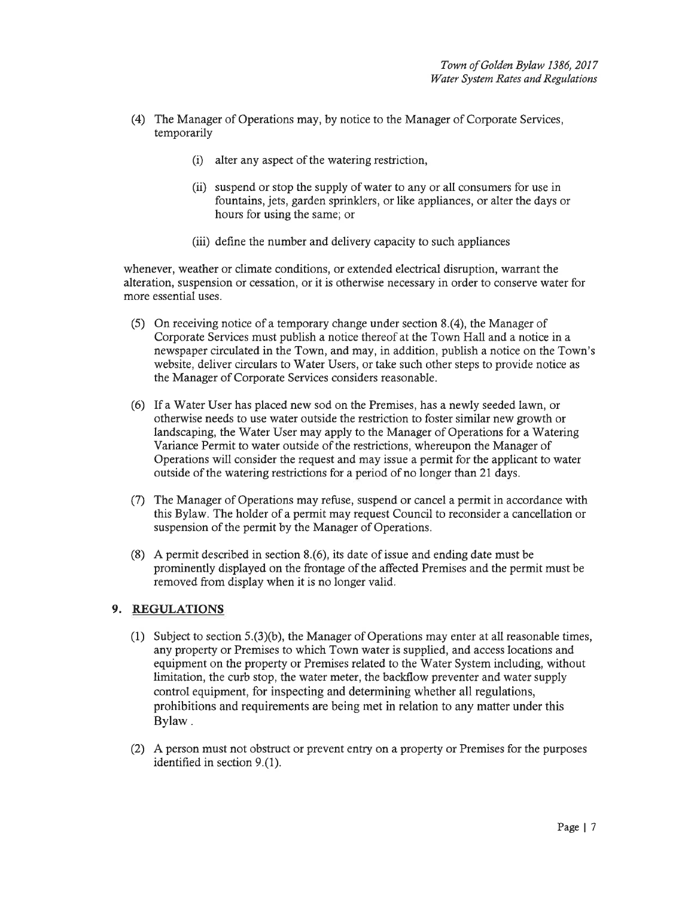(4) The Manager of Operations may, by notice to the Manager of Corporate Services, temporarily

    (i) alter any aspect of the watering restriction,

    (ii) suspend or stop the supply of water to any or all consumers for use in fountains, jets, garden sprinklers, or like appliances, or alter the days or hours for using the same; or

    (iii) define the number and delivery capacity to such appliances

whenever, weather or climate conditions, or extended electrical disruption, warrant the alteration, suspension or cessation, or it is otherwise necessary in order to conserve water for more essential uses.

(5) On receiving notice of a temporary change under section 8.(4), the Manager of Corporate Services must publish a notice thereof at the Town Hall and a notice in a newspaper circulated in the Town, and may, in addition, publish a notice on the Town's website, deliver circulars to Water Users, or take such other steps to provide notice as the Manager of Corporate Services considers reasonable.

(6) If a Water User has placed new sod on the Premises, has a newly seeded lawn, or otherwise needs to use water outside the restriction to foster similar new growth or landscaping, the Water User may apply to the Manager of Operations for a Watering Variance Permit to water outside of the restrictions, whereupon the Manager of Operations will consider the request and may issue a permit for the applicant to water outside of the watering restrictions for a period of no longer than 21 days.

(7) The Manager of Operations may refuse, suspend or cancel a permit in accordance with this Bylaw. The holder of a permit may request Council to reconsider a cancellation or suspension of the permit by the Manager of Operations.

(8) A permit described in section 8.(6), its date of issue and ending date must be prominently displayed on the frontage of the affected Premises and the permit must be removed from display when it is no longer valid.

## 9. REGULATIONS

(1) Subject to section 5.(3)(b), the Manager of Operations may enter at all reasonable times, any property or Premises to which Town water is supplied, and access locations and equipment on the property or Premises related to the Water System including, without limitation, the curb stop, the water meter, the backflow preventer and water supply control equipment, for inspecting and determining whether all regulations, prohibitions and requirements are being met in relation to any matter under this Bylaw.

(2) A person must not obstruct or prevent entry on a property or Premises for the purposes identified in section 9.(1).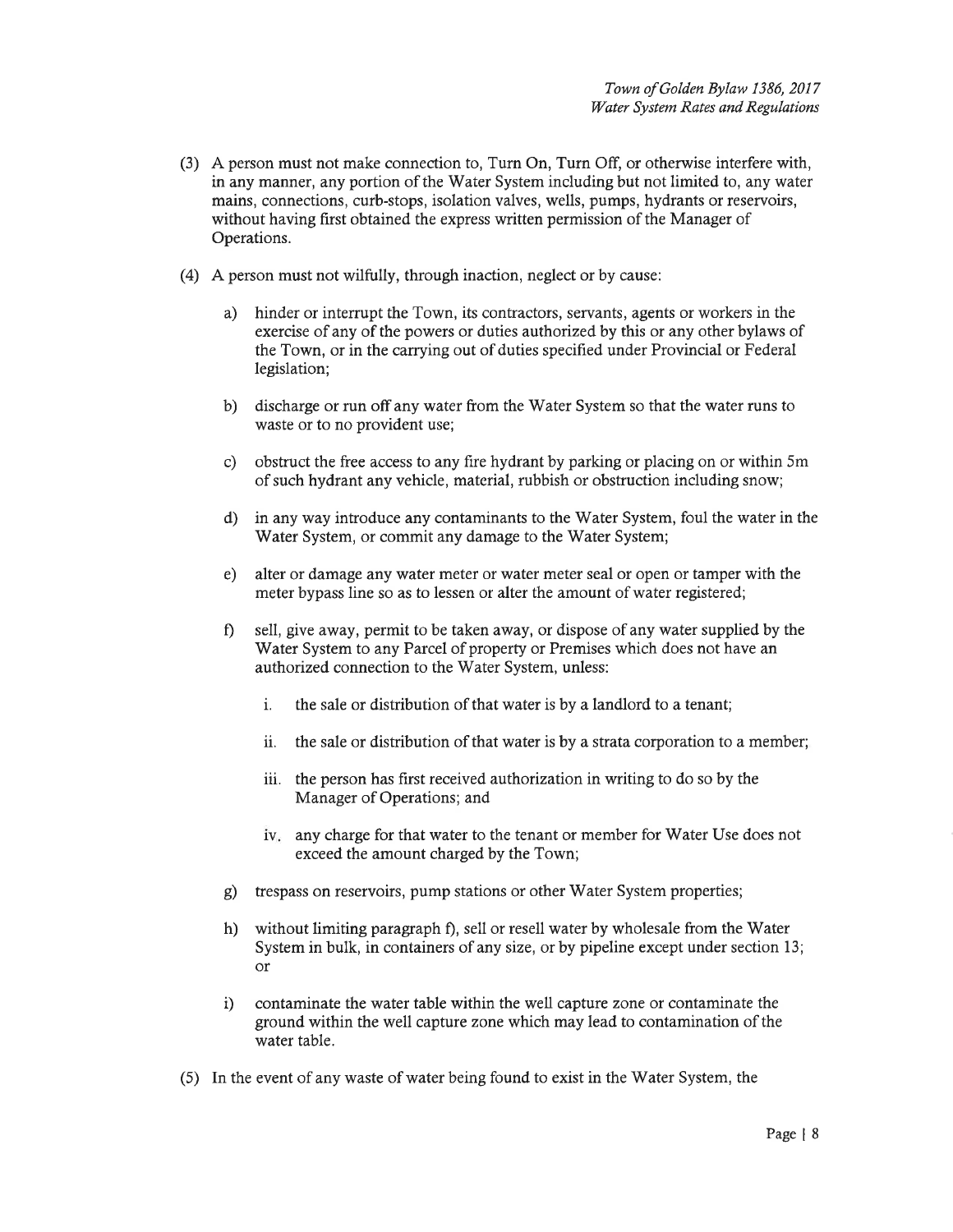(3) A person must not make connection to, Turn On, Turn Off, or otherwise interfere with, in any manner, any portion of the Water System including but not limited to, any water mains, connections, curb-stops, isolation valves, wells, pumps, hydrants or reservoirs, without having first obtained the express written permission of the Manager of Operations.

(4) A person must not wilfully, through inaction, neglect or by cause:

a) hinder or interrupt the Town, its contractors, servants, agents or workers in the exercise of any of the powers or duties authorized by this or any other bylaws of the Town, or in the carrying out of duties specified under Provincial or Federal legislation;

b) discharge or run off any water from the Water System so that the water runs to waste or to no provident use;

c) obstruct the free access to any fire hydrant by parking or placing on or within 5m of such hydrant any vehicle, material, rubbish or obstruction including snow;

d) in any way introduce any contaminants to the Water System, foul the water in the Water System, or commit any damage to the Water System;

e) alter or damage any water meter or water meter seal or open or tamper with the meter bypass line so as to lessen or alter the amount of water registered;

f) sell, give away, permit to be taken away, or dispose of any water supplied by the Water System to any Parcel of property or Premises which does not have an authorized connection to the Water System, unless:

   i. the sale or distribution of that water is by a landlord to a tenant;

   ii. the sale or distribution of that water is by a strata corporation to a member;

   iii. the person has first received authorization in writing to do so by the Manager of Operations; and

   iv. any charge for that water to the tenant or member for Water Use does not exceed the amount charged by the Town;

g) trespass on reservoirs, pump stations or other Water System properties;

h) without limiting paragraph f), sell or resell water by wholesale from the Water System in bulk, in containers of any size, or by pipeline except under section 13; or

i) contaminate the water table within the well capture zone or contaminate the ground within the well capture zone which may lead to contamination of the water table.

(5) In the event of any waste of water being found to exist in the Water System, the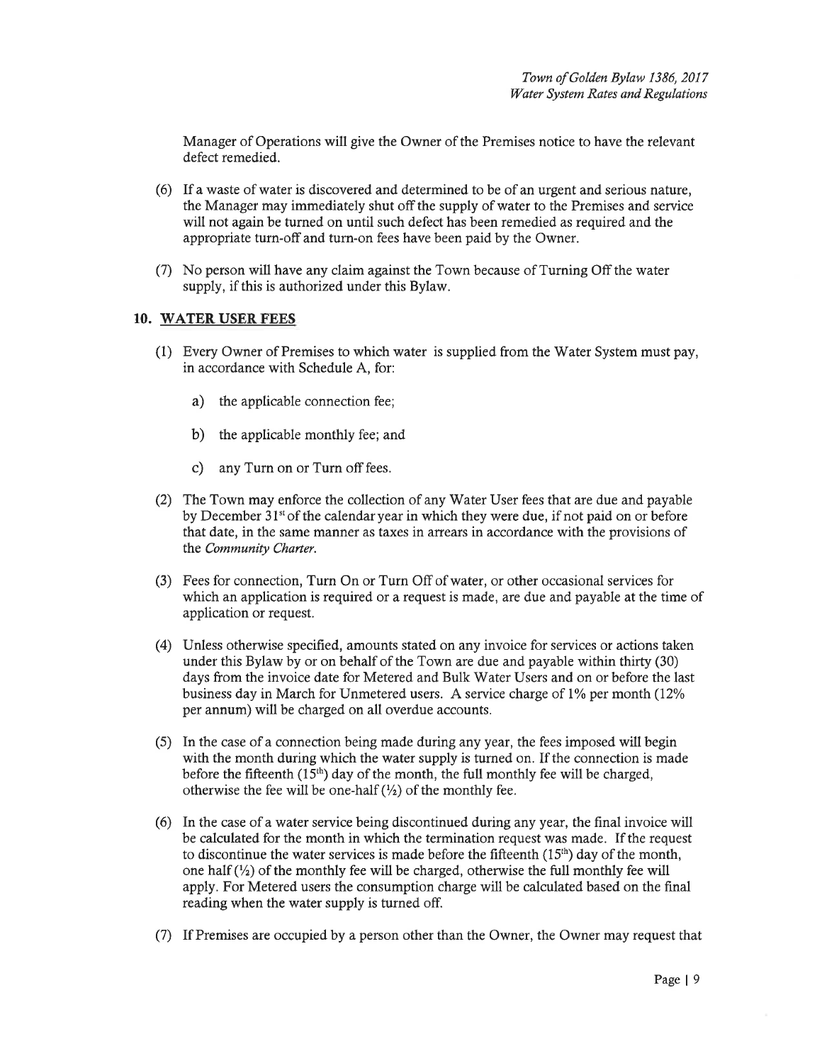Manager of Operations will give the Owner of the Premises notice to have the relevant defect remedied.

(6) If a waste of water is discovered and determined to be of an urgent and serious nature, the Manager may immediately shut off the supply of water to the Premises and service will not again be turned on until such defect has been remedied as required and the appropriate turn-off and turn-on fees have been paid by the Owner.

(7) No person will have any claim against the Town because of Turning Off the water supply, if this is authorized under this Bylaw.

## 10. WATER USER FEES

(1) Every Owner of Premises to which water is supplied from the Water System must pay, in accordance with Schedule A, for:

   a) the applicable connection fee;

   b) the applicable monthly fee; and

   c) any Turn on or Turn off fees.

(2) The Town may enforce the collection of any Water User fees that are due and payable by December 31st of the calendar year in which they were due, if not paid on or before that date, in the same manner as taxes in arrears in accordance with the provisions of the *Community Charter*.

(3) Fees for connection, Turn On or Turn Off of water, or other occasional services for which an application is required or a request is made, are due and payable at the time of application or request.

(4) Unless otherwise specified, amounts stated on any invoice for services or actions taken under this Bylaw by or on behalf of the Town are due and payable within thirty (30) days from the invoice date for Metered and Bulk Water Users and on or before the last business day in March for Unmetered users. A service charge of 1% per month (12% per annum) will be charged on all overdue accounts.

(5) In the case of a connection being made during any year, the fees imposed will begin with the month during which the water supply is turned on. If the connection is made before the fifteenth (15th) day of the month, the full monthly fee will be charged, otherwise the fee will be one-half (½) of the monthly fee.

(6) In the case of a water service being discontinued during any year, the final invoice will be calculated for the month in which the termination request was made. If the request to discontinue the water services is made before the fifteenth (15th) day of the month, one half (½) of the monthly fee will be charged, otherwise the full monthly fee will apply. For Metered users the consumption charge will be calculated based on the final reading when the water supply is turned off.

(7) If Premises are occupied by a person other than the Owner, the Owner may request that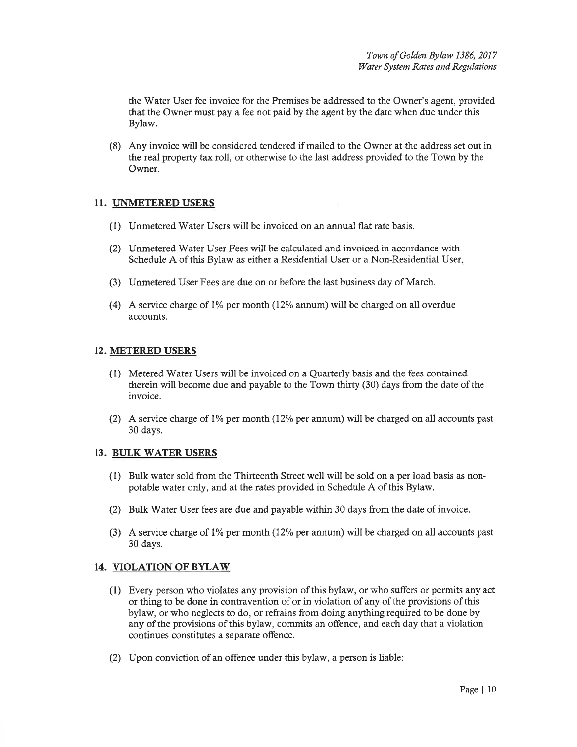the Water User fee invoice for the Premises be addressed to the Owner's agent, provided that the Owner must pay a fee not paid by the agent by the date when due under this Bylaw.

(8) Any invoice will be considered tendered if mailed to the Owner at the address set out in the real property tax roll, or otherwise to the last address provided to the Town by the Owner.

## 11. UNMETERED USERS

(1) Unmetered Water Users will be invoiced on an annual flat rate basis.

(2) Unmetered Water User Fees will be calculated and invoiced in accordance with Schedule A of this Bylaw as either a Residential User or a Non-Residential User.

(3) Unmetered User Fees are due on or before the last business day of March.

(4) A service charge of 1% per month (12% annum) will be charged on all overdue accounts.

## 12. METERED USERS

(1) Metered Water Users will be invoiced on a Quarterly basis and the fees contained therein will become due and payable to the Town thirty (30) days from the date of the invoice.

(2) A service charge of 1% per month (12% per annum) will be charged on all accounts past 30 days.

## 13. BULK WATER USERS

(1) Bulk water sold from the Thirteenth Street well will be sold on a per load basis as non-potable water only, and at the rates provided in Schedule A of this Bylaw.

(2) Bulk Water User fees are due and payable within 30 days from the date of invoice.

(3) A service charge of 1% per month (12% per annum) will be charged on all accounts past 30 days.

## 14. VIOLATION OF BYLAW

(1) Every person who violates any provision of this bylaw, or who suffers or permits any act or thing to be done in contravention of or in violation of any of the provisions of this bylaw, or who neglects to do, or refrains from doing anything required to be done by any of the provisions of this bylaw, commits an offence, and each day that a violation continues constitutes a separate offence.

(2) Upon conviction of an offence under this bylaw, a person is liable: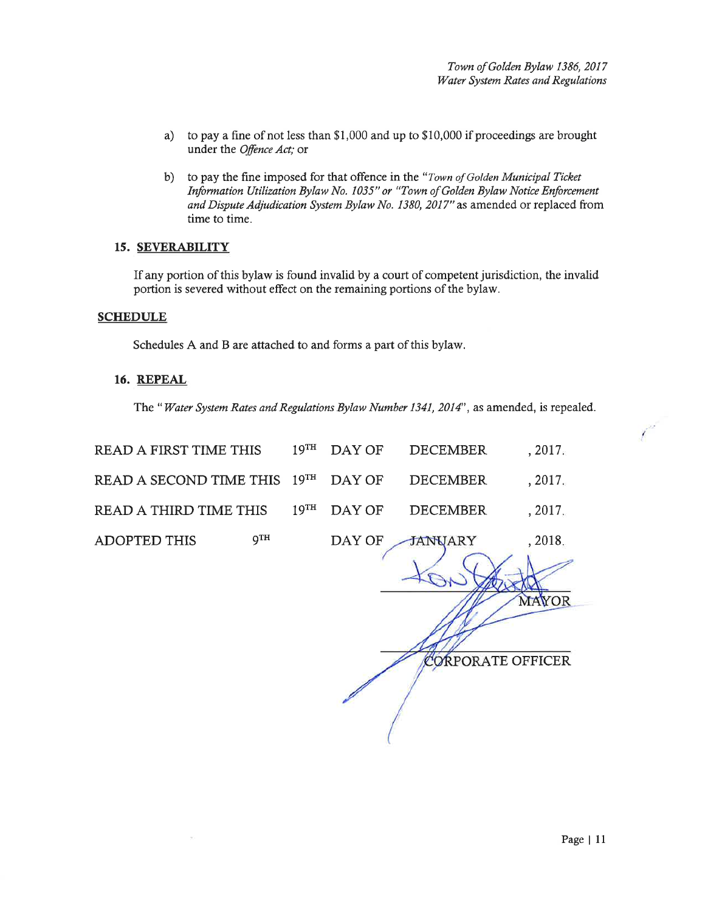a) to pay a fine of not less than $1,000 and up to $10,000 if proceedings are brought under the *Offence Act;* or

b) to pay the fine imposed for that offence in the *"Town of Golden Municipal Ticket Information Utilization Bylaw No. 1035" or "Town of Golden Bylaw Notice Enforcement and Dispute Adjudication System Bylaw No. 1380, 2017"* as amended or replaced from time to time.

## 15. SEVERABILITY

If any portion of this bylaw is found invalid by a court of competent jurisdiction, the invalid portion is severed without effect on the remaining portions of the bylaw.

## SCHEDULE

Schedules A and B are attached to and forms a part of this bylaw.

## 16. REPEAL

The "*Water System Rates and Regulations Bylaw Number 1341, 2014*", as amended, is repealed.

| | | | | |
|---|---|---|---|---|
| READ A FIRST TIME THIS | 19TH | DAY OF | DECEMBER | , 2017. |
| READ A SECOND TIME THIS | 19TH | DAY OF | DECEMBER | , 2017. |
| READ A THIRD TIME THIS | 19TH | DAY OF | DECEMBER | , 2017. |
| ADOPTED THIS | 9TH | DAY OF | JANUARY | , 2018. |

MAYOR

CORPORATE OFFICER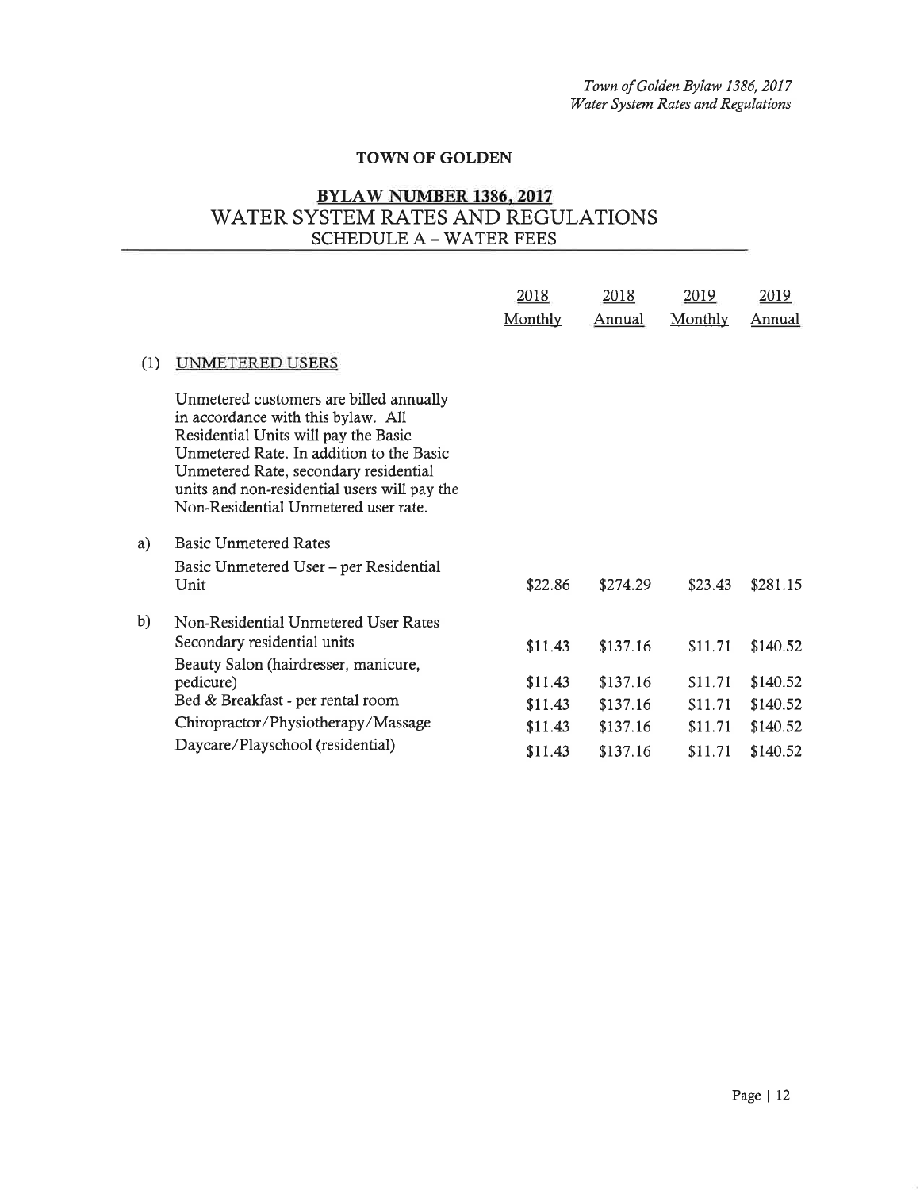**TOWN OF GOLDEN**

## BYLAW NUMBER 1386, 2017

## WATER SYSTEM RATES AND REGULATIONS

### SCHEDULE A – WATER FEES

| | | 2018 Monthly | 2018 Annual | 2019 Monthly | 2019 Annual |
|---|---|---|---|---|---|
| (1) | UNMETERED USERS | | | | |
| | Unmetered customers are billed annually in accordance with this bylaw. All Residential Units will pay the Basic Unmetered Rate. In addition to the Basic Unmetered Rate, secondary residential units and non-residential users will pay the Non-Residential Unmetered user rate. | | | | |
| a) | Basic Unmetered Rates | | | | |
| | Basic Unmetered User – per Residential Unit | $22.86 | $274.29 | $23.43 | $281.15 |
| b) | Non-Residential Unmetered User Rates | | | | |
| | Secondary residential units | $11.43 | $137.16 | $11.71 | $140.52 |
| | Beauty Salon (hairdresser, manicure, pedicure) | $11.43 | $137.16 | $11.71 | $140.52 |
| | Bed & Breakfast - per rental room | $11.43 | $137.16 | $11.71 | $140.52 |
| | Chiropractor/Physiotherapy/Massage | $11.43 | $137.16 | $11.71 | $140.52 |
| | Daycare/Playschool (residential) | $11.43 | $137.16 | $11.71 | $140.52 |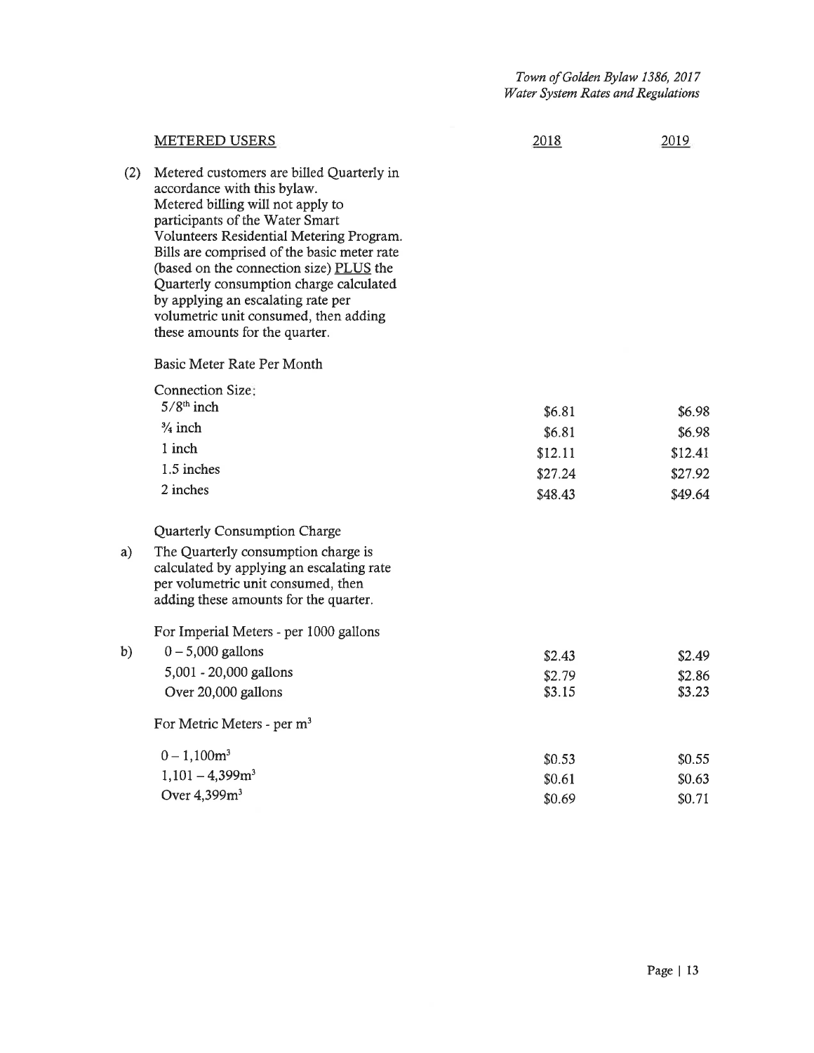| METERED USERS | 2018 | 2019 |
|---|---|---|
| (2) Metered customers are billed Quarterly in accordance with this bylaw. Metered billing will not apply to participants of the Water Smart Volunteers Residential Metering Program. Bills are comprised of the basic meter rate (based on the connection size) PLUS the Quarterly consumption charge calculated by applying an escalating rate per volumetric unit consumed, then adding these amounts for the quarter. | | |
| Basic Meter Rate Per Month | | |
| Connection Size: | | |
| 5/8th inch | \$6.81 | \$6.98 |
| ¾ inch | \$6.81 | \$6.98 |
| 1 inch | \$12.11 | \$12.41 |
| 1.5 inches | \$27.24 | \$27.92 |
| 2 inches | \$48.43 | \$49.64 |
| Quarterly Consumption Charge | | |
| a) The Quarterly consumption charge is calculated by applying an escalating rate per volumetric unit consumed, then adding these amounts for the quarter. | | |
| For Imperial Meters - per 1000 gallons | | |
| b) 0 – 5,000 gallons | \$2.43 | \$2.49 |
| 5,001 - 20,000 gallons | \$2.79 | \$2.86 |
| Over 20,000 gallons | \$3.15 | \$3.23 |
| For Metric Meters - per m³ | | |
| 0 – 1,100m³ | \$0.53 | \$0.55 |
| 1,101 – 4,399m³ | \$0.61 | \$0.63 |
| Over 4,399m³ | \$0.69 | \$0.71 |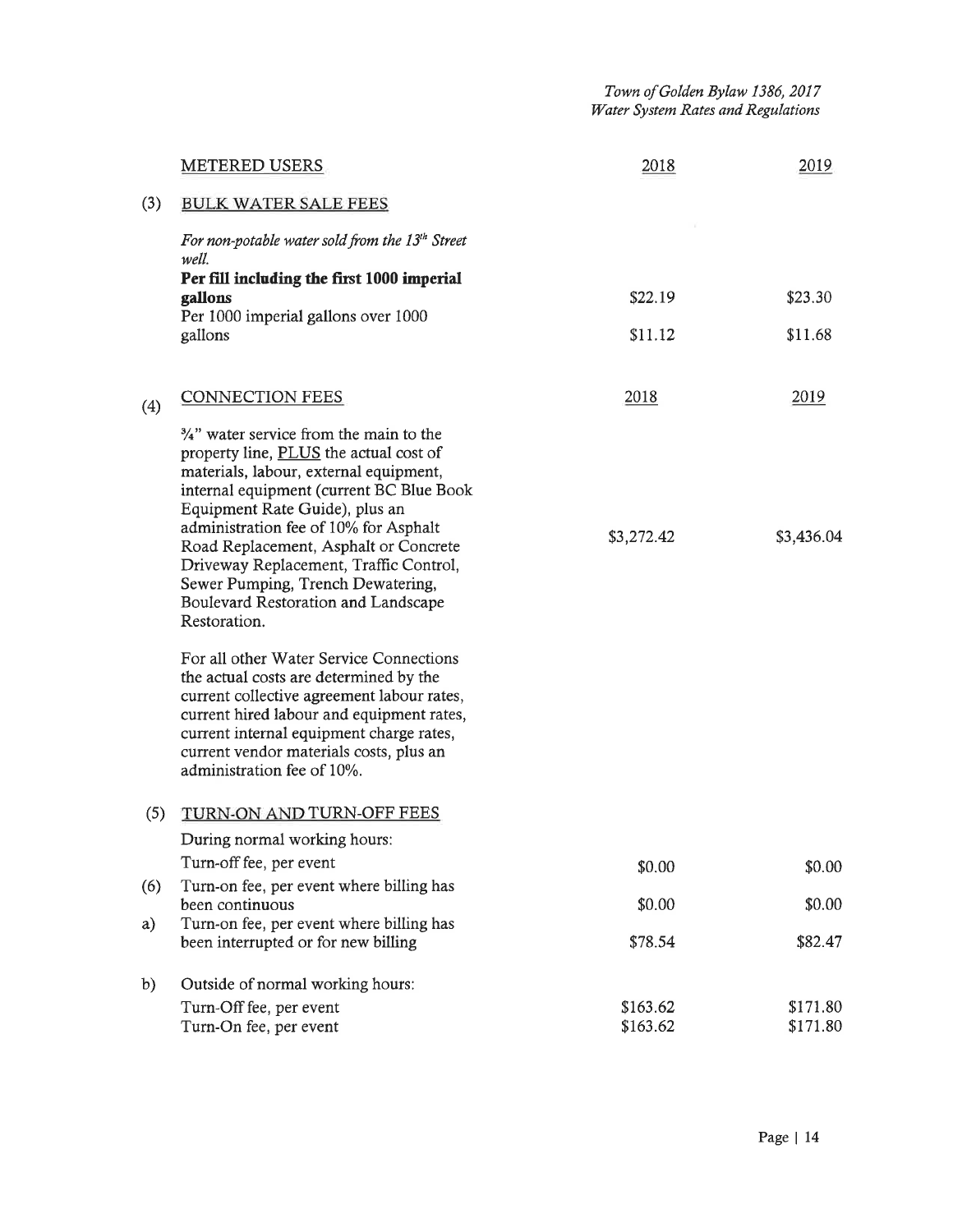| | METERED USERS | 2018 | 2019 |
|---|---|---|---|
| (3) | BULK WATER SALE FEES | | |
| | *For non-potable water sold from the 13th Street well.* | | |
| | **Per fill including the first 1000 imperial gallons** | $22.19 | $23.30 |
| | Per 1000 imperial gallons over 1000 gallons | $11.12 | $11.68 |

| | CONNECTION FEES | 2018 | 2019 |
|---|---|---|---|
| (4) | ¾" water service from the main to the property line, PLUS the actual cost of materials, labour, external equipment, internal equipment (current BC Blue Book Equipment Rate Guide), plus an administration fee of 10% for Asphalt Road Replacement, Asphalt or Concrete Driveway Replacement, Traffic Control, Sewer Pumping, Trench Dewatering, Boulevard Restoration and Landscape Restoration. | $3,272.42 | $3,436.04 |
| | For all other Water Service Connections the actual costs are determined by the current collective agreement labour rates, current hired labour and equipment rates, current internal equipment charge rates, current vendor materials costs, plus an administration fee of 10%. | | |

| | | 2018 | 2019 |
|---|---|---|---|
| (5) | TURN-ON AND TURN-OFF FEES | | |
| | During normal working hours: | | |
| | Turn-off fee, per event | $0.00 | $0.00 |
| (6) | Turn-on fee, per event where billing has been continuous | $0.00 | $0.00 |
| a) | Turn-on fee, per event where billing has been interrupted or for new billing | $78.54 | $82.47 |
| b) | Outside of normal working hours: | | |
| | Turn-Off fee, per event | $163.62 | $171.80 |
| | Turn-On fee, per event | $163.62 | $171.80 |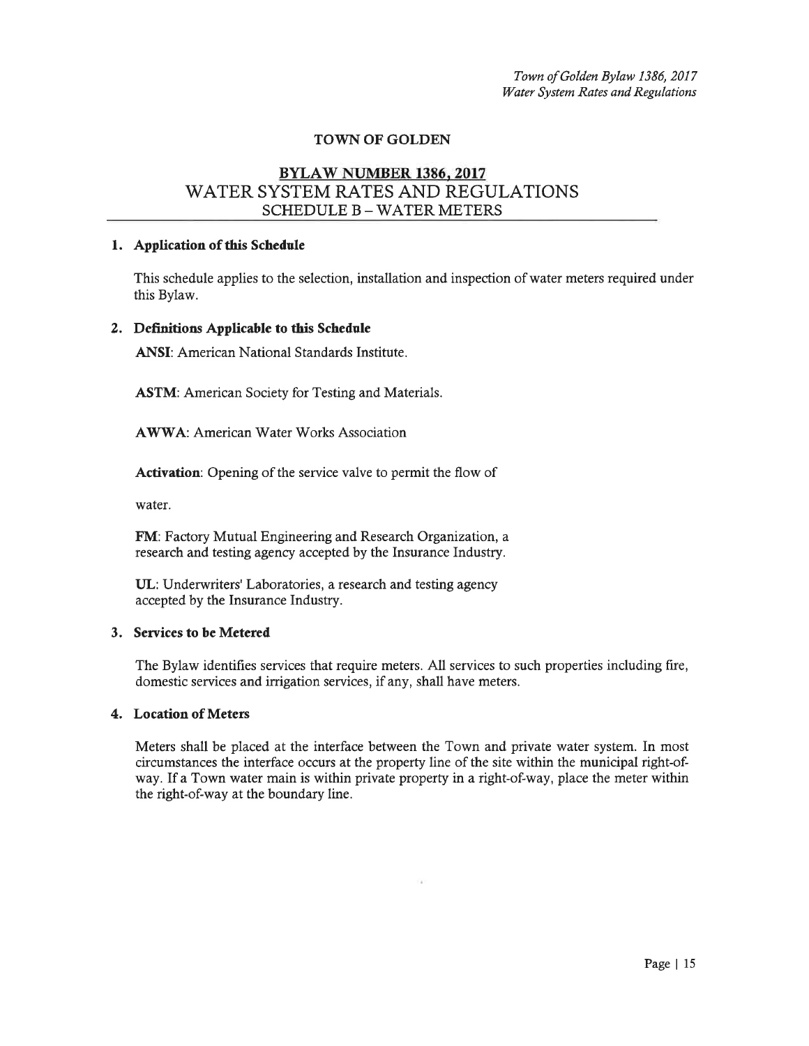# TOWN OF GOLDEN

## BYLAW NUMBER 1386, 2017

## WATER SYSTEM RATES AND REGULATIONS

### SCHEDULE B – WATER METERS

### 1. Application of this Schedule

This schedule applies to the selection, installation and inspection of water meters required under this Bylaw.

### 2. Definitions Applicable to this Schedule

**ANSI**: American National Standards Institute.

**ASTM**: American Society for Testing and Materials.

**AWWA**: American Water Works Association

**Activation**: Opening of the service valve to permit the flow of water.

**FM**: Factory Mutual Engineering and Research Organization, a research and testing agency accepted by the Insurance Industry.

**UL**: Underwriters' Laboratories, a research and testing agency accepted by the Insurance Industry.

### 3. Services to be Metered

The Bylaw identifies services that require meters. All services to such properties including fire, domestic services and irrigation services, if any, shall have meters.

### 4. Location of Meters

Meters shall be placed at the interface between the Town and private water system. In most circumstances the interface occurs at the property line of the site within the municipal right-of-way. If a Town water main is within private property in a right-of-way, place the meter within the right-of-way at the boundary line.